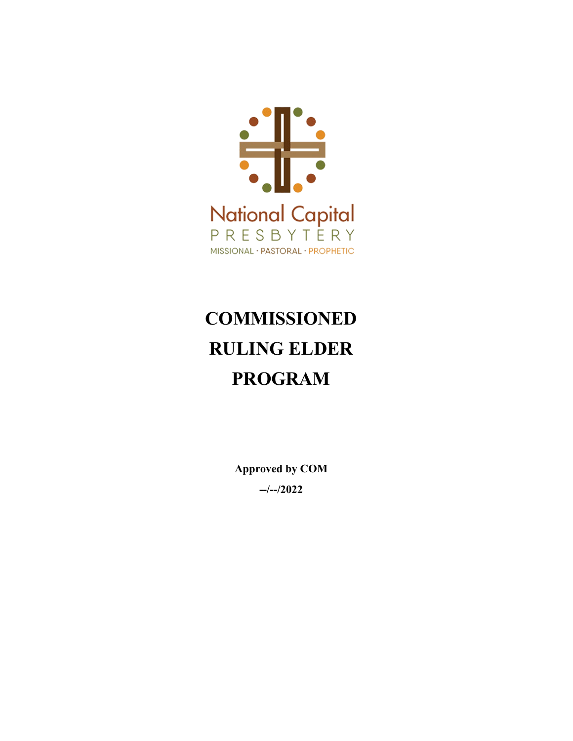National Capital
PRESBYTERY
MISSIONAL · PASTORAL · PROPHETIC

# COMMISSIONED RULING ELDER PROGRAM

**Approved by COM**

**--/--/2022**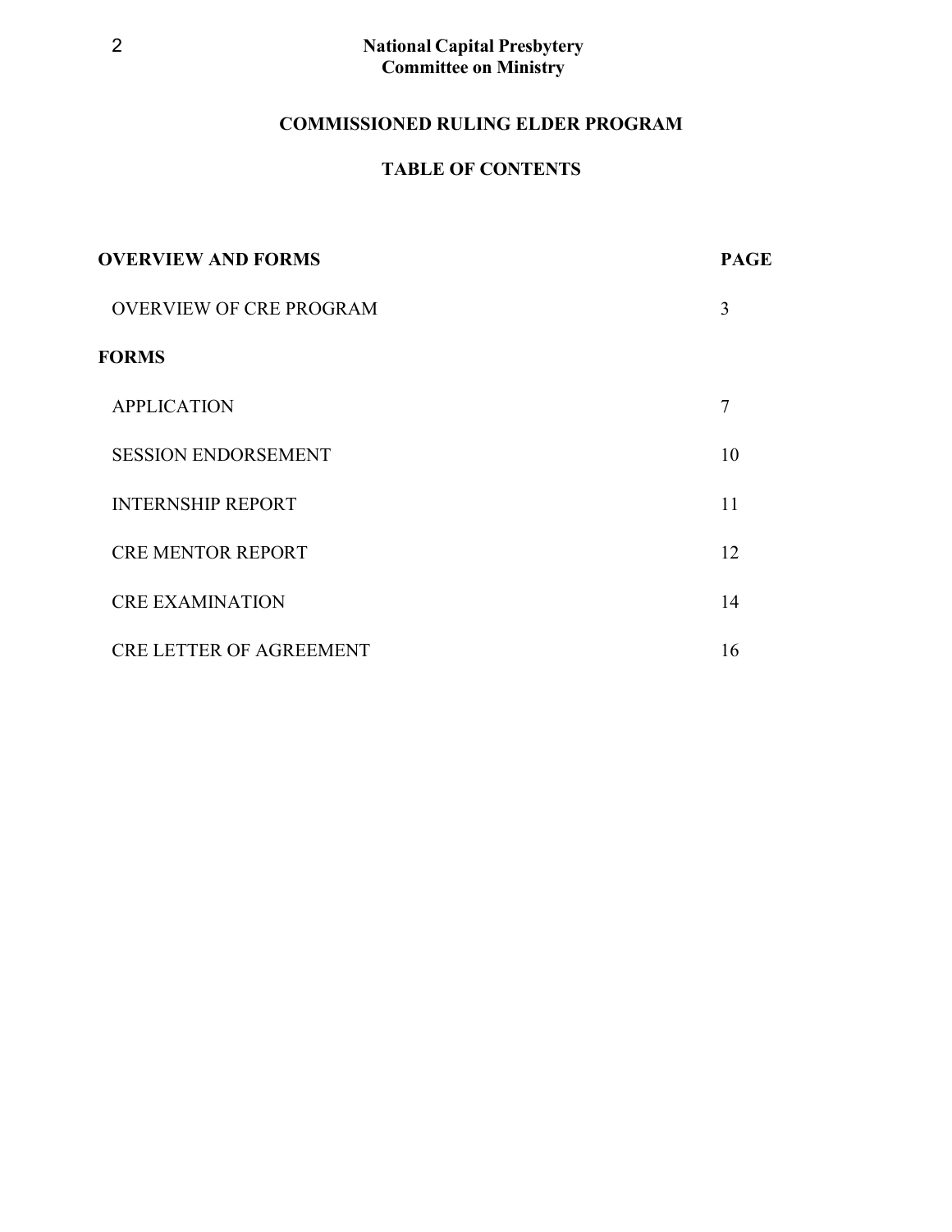**National Capital Presbytery**
**Committee on Ministry**

# COMMISSIONED RULING ELDER PROGRAM

## TABLE OF CONTENTS

| **OVERVIEW AND FORMS** | **PAGE** |
|---|---|
| OVERVIEW OF CRE PROGRAM | 3 |
| **FORMS** | |
| APPLICATION | 7 |
| SESSION ENDORSEMENT | 10 |
| INTERNSHIP REPORT | 11 |
| CRE MENTOR REPORT | 12 |
| CRE EXAMINATION | 14 |
| CRE LETTER OF AGREEMENT | 16 |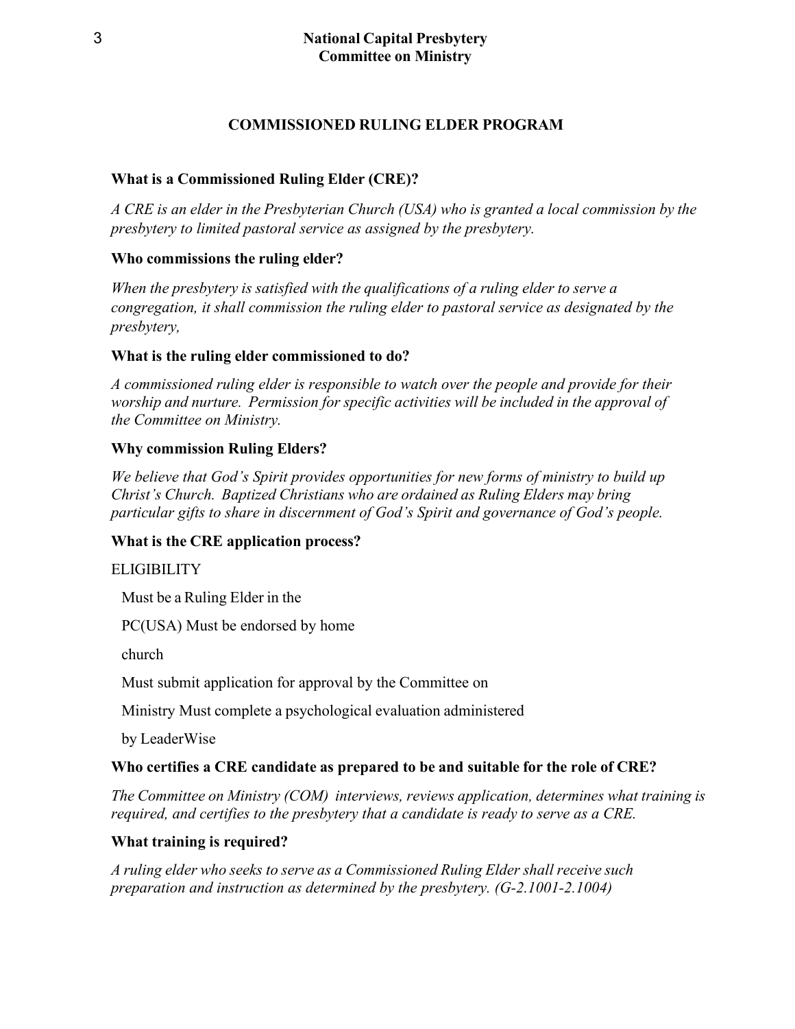# National Capital Presbytery
## Committee on Ministry

### COMMISSIONED RULING ELDER PROGRAM

**What is a Commissioned Ruling Elder (CRE)?**

*A CRE is an elder in the Presbyterian Church (USA) who is granted a local commission by the presbytery to limited pastoral service as assigned by the presbytery.*

**Who commissions the ruling elder?**

*When the presbytery is satisfied with the qualifications of a ruling elder to serve a congregation, it shall commission the ruling elder to pastoral service as designated by the presbytery,*

**What is the ruling elder commissioned to do?**

*A commissioned ruling elder is responsible to watch over the people and provide for their worship and nurture. Permission for specific activities will be included in the approval of the Committee on Ministry.*

**Why commission Ruling Elders?**

*We believe that God's Spirit provides opportunities for new forms of ministry to build up Christ's Church. Baptized Christians who are ordained as Ruling Elders may bring particular gifts to share in discernment of God's Spirit and governance of God's people.*

**What is the CRE application process?**

ELIGIBILITY

Must be a Ruling Elder in the PC(USA)
Must be endorsed by home church
Must submit application for approval by the Committee on Ministry
Must complete a psychological evaluation administered by LeaderWise

**Who certifies a CRE candidate as prepared to be and suitable for the role of CRE?**

*The Committee on Ministry (COM) interviews, reviews application, determines what training is required, and certifies to the presbytery that a candidate is ready to serve as a CRE.*

**What training is required?**

*A ruling elder who seeks to serve as a Commissioned Ruling Elder shall receive such preparation and instruction as determined by the presbytery. (G-2.1001-2.1004)*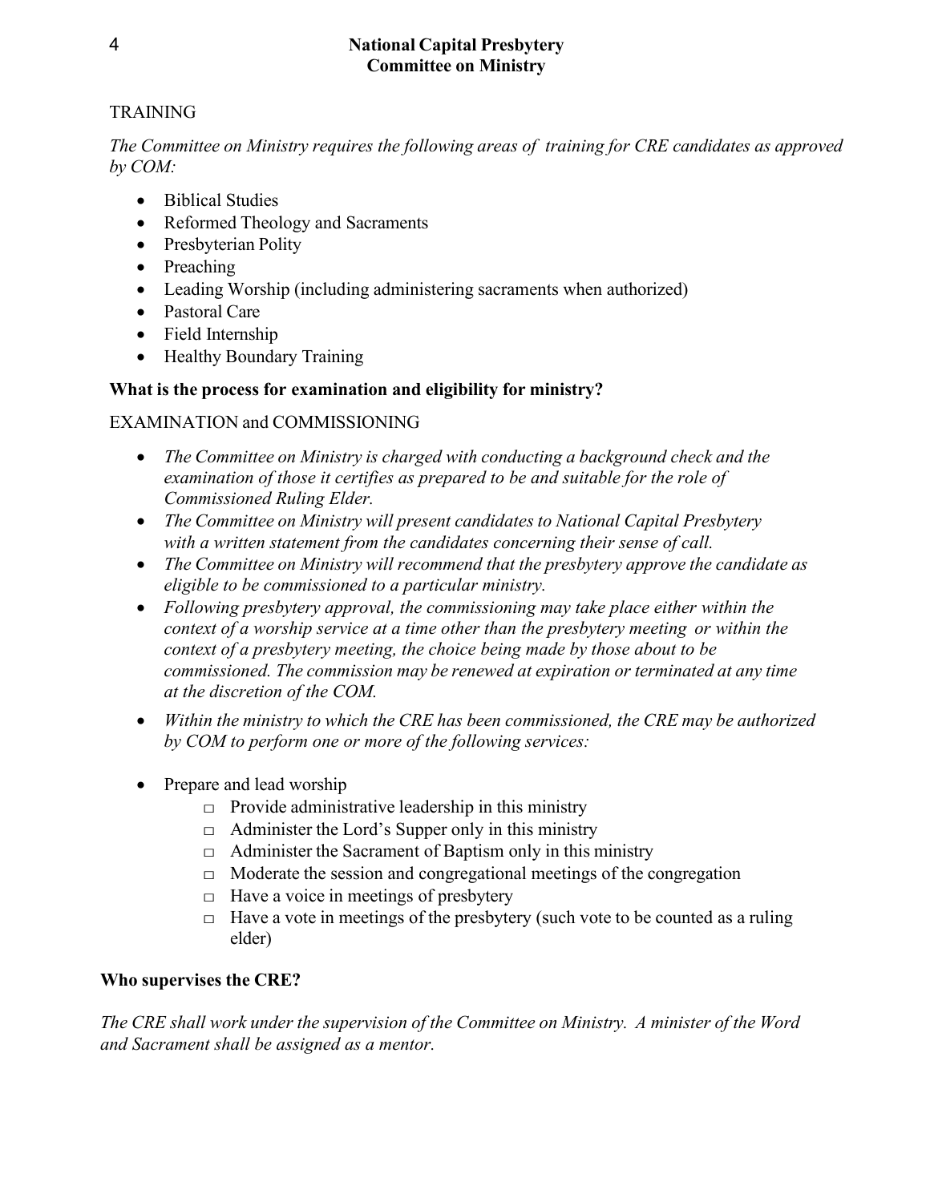TRAINING

*The Committee on Ministry requires the following areas of training for CRE candidates as approved by COM:*

- Biblical Studies
- Reformed Theology and Sacraments
- Presbyterian Polity
- Preaching
- Leading Worship (including administering sacraments when authorized)
- Pastoral Care
- Field Internship
- Healthy Boundary Training

**What is the process for examination and eligibility for ministry?**

EXAMINATION and COMMISSIONING

- *The Committee on Ministry is charged with conducting a background check and the examination of those it certifies as prepared to be and suitable for the role of Commissioned Ruling Elder.*
- *The Committee on Ministry will present candidates to National Capital Presbytery with a written statement from the candidates concerning their sense of call.*
- *The Committee on Ministry will recommend that the presbytery approve the candidate as eligible to be commissioned to a particular ministry.*
- *Following presbytery approval, the commissioning may take place either within the context of a worship service at a time other than the presbytery meeting or within the context of a presbytery meeting, the choice being made by those about to be commissioned. The commission may be renewed at expiration or terminated at any time at the discretion of the COM.*
- *Within the ministry to which the CRE has been commissioned, the CRE may be authorized by COM to perform one or more of the following services:*

- Prepare and lead worship
    - □ Provide administrative leadership in this ministry
    - □ Administer the Lord's Supper only in this ministry
    - □ Administer the Sacrament of Baptism only in this ministry
    - □ Moderate the session and congregational meetings of the congregation
    - □ Have a voice in meetings of presbytery
    - □ Have a vote in meetings of the presbytery (such vote to be counted as a ruling elder)

**Who supervises the CRE?**

*The CRE shall work under the supervision of the Committee on Ministry. A minister of the Word and Sacrament shall be assigned as a mentor.*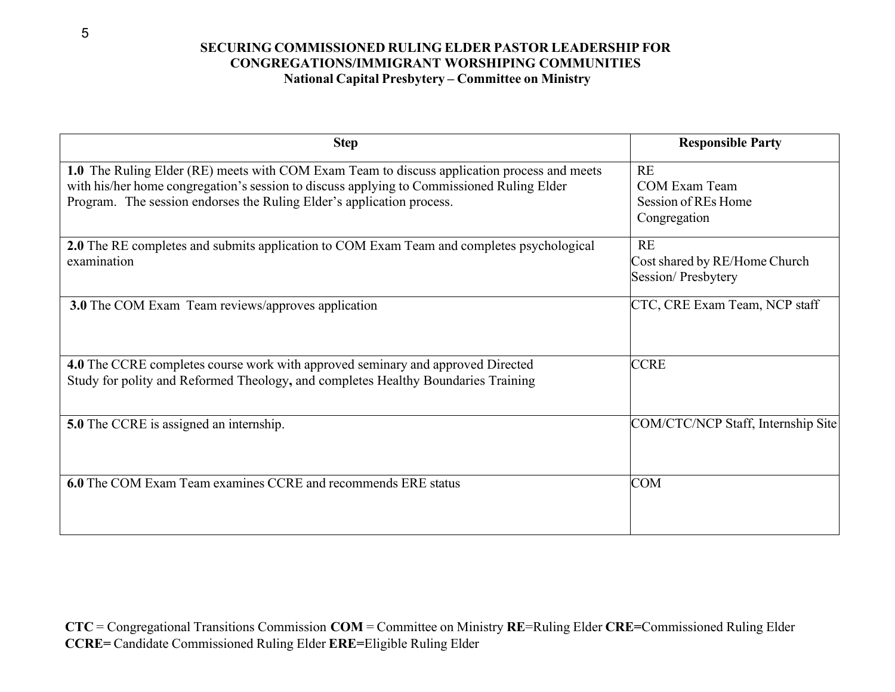**SECURING COMMISSIONED RULING ELDER PASTOR LEADERSHIP FOR CONGREGATIONS/IMMIGRANT WORSHIPING COMMUNITIES**
**National Capital Presbytery – Committee on Ministry**

| Step | Responsible Party |
|---|---|
| **1.0** The Ruling Elder (RE) meets with COM Exam Team to discuss application process and meets with his/her home congregation's session to discuss applying to Commissioned Ruling Elder Program. The session endorses the Ruling Elder's application process. | RE<br>COM Exam Team<br>Session of REs Home Congregation |
| **2.0** The RE completes and submits application to COM Exam Team and completes psychological examination | RE<br>Cost shared by RE/Home Church Session/ Presbytery |
| **3.0** The COM Exam Team reviews/approves application | CTC, CRE Exam Team, NCP staff |
| **4.0** The CCRE completes course work with approved seminary and approved Directed Study for polity and Reformed Theology**,** and completes Healthy Boundaries Training | CCRE |
| **5.0** The CCRE is assigned an internship. | COM/CTC/NCP Staff, Internship Site |
| **6.0** The COM Exam Team examines CCRE and recommends ERE status | COM |

**CTC** = Congregational Transitions Commission **COM** = Committee on Ministry **RE**=Ruling Elder **CRE=**Commissioned Ruling Elder **CCRE=** Candidate Commissioned Ruling Elder **ERE=**Eligible Ruling Elder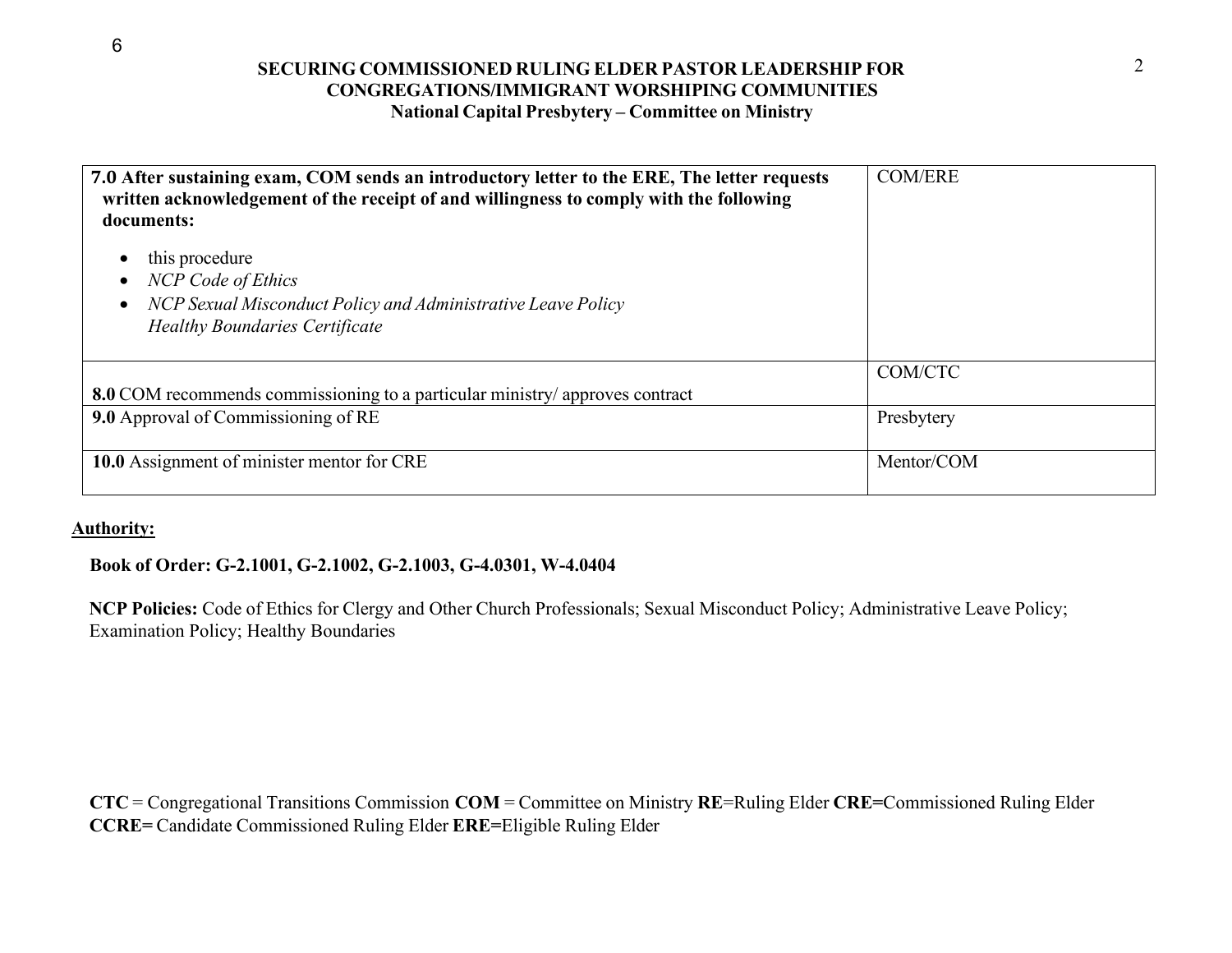## SECURING COMMISSIONED RULING ELDER PASTOR LEADERSHIP FOR CONGREGATIONS/IMMIGRANT WORSHIPING COMMUNITIES
### National Capital Presbytery – Committee on Ministry

| | |
|---|---|
| **7.0 After sustaining exam, COM sends an introductory letter to the ERE, The letter requests written acknowledgement of the receipt of and willingness to comply with the following documents:**<br>• this procedure<br>• *NCP Code of Ethics*<br>• *NCP Sexual Misconduct Policy and Administrative Leave Policy*<br>*Healthy Boundaries Certificate* | COM/ERE |
| **8.0** COM recommends commissioning to a particular ministry/ approves contract | COM/CTC |
| **9.0** Approval of Commissioning of RE | Presbytery |
| **10.0** Assignment of minister mentor for CRE | Mentor/COM |

**Authority:**

**Book of Order: G-2.1001, G-2.1002, G-2.1003, G-4.0301, W-4.0404**

**NCP Policies:** Code of Ethics for Clergy and Other Church Professionals; Sexual Misconduct Policy; Administrative Leave Policy; Examination Policy; Healthy Boundaries

**CTC** = Congregational Transitions Commission **COM** = Committee on Ministry **RE**=Ruling Elder **CRE=**Commissioned Ruling Elder **CCRE=** Candidate Commissioned Ruling Elder **ERE=**Eligible Ruling Elder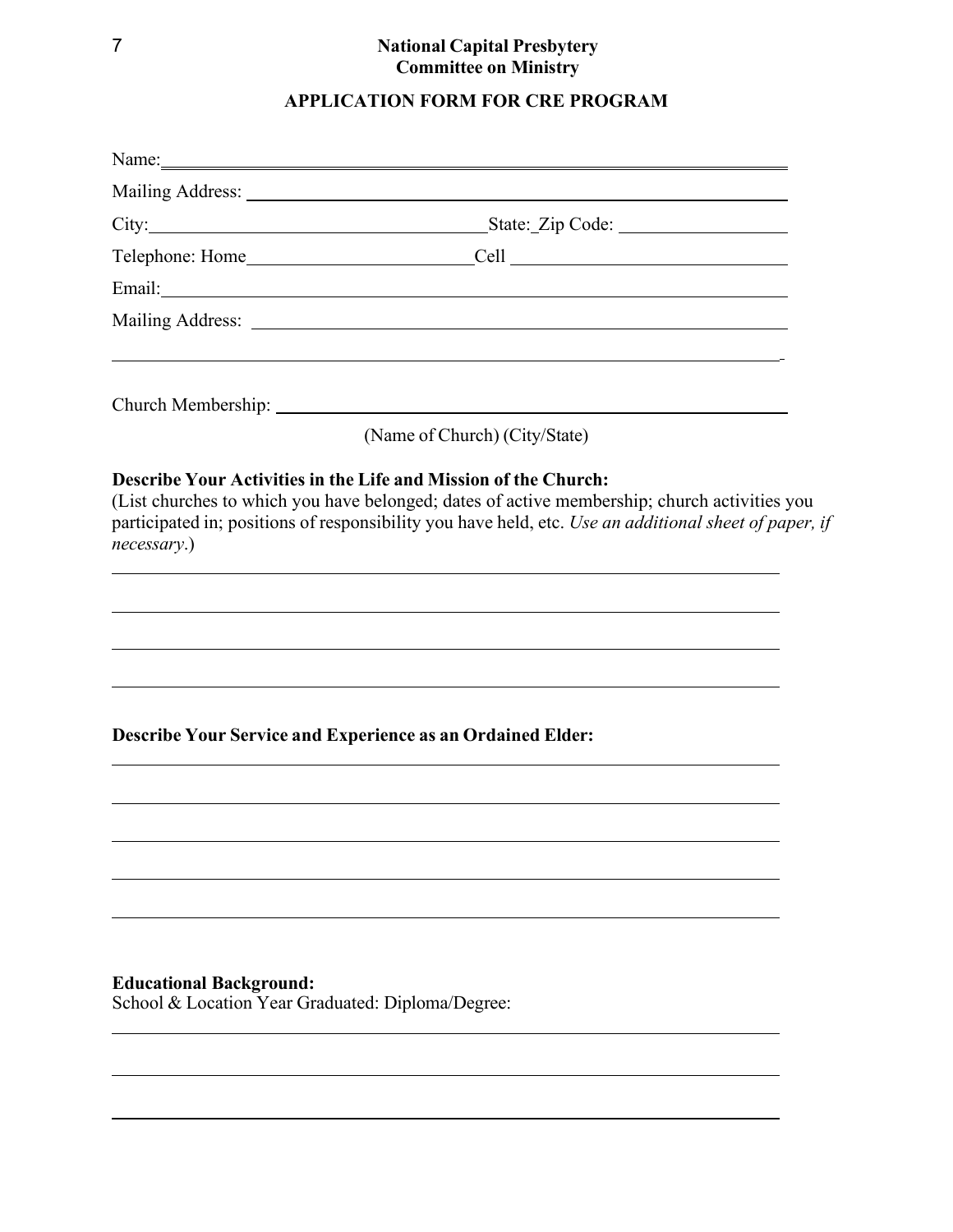**National Capital Presbytery**
**Committee on Ministry**

## APPLICATION FORM FOR CRE PROGRAM

Name: ____________________________________________________________

Mailing Address: ____________________________________________________

City: ______________________________ State: Zip Code: ________________

Telephone: Home ____________________ Cell _________________________

Email: ______________________________________________________________

Mailing Address: ____________________________________________________

_____________________________________________________________________

Church Membership: __________________________________________________

(Name of Church) (City/State)

**Describe Your Activities in the Life and Mission of the Church:**
(List churches to which you have belonged; dates of active membership; church activities you participated in; positions of responsibility you have held, etc. *Use an additional sheet of paper, if necessary*.)

_____________________________________________________________________

_____________________________________________________________________

_____________________________________________________________________

_____________________________________________________________________

**Describe Your Service and Experience as an Ordained Elder:**

_____________________________________________________________________

_____________________________________________________________________

_____________________________________________________________________

_____________________________________________________________________

_____________________________________________________________________

**Educational Background:**
School & Location Year Graduated: Diploma/Degree:

_____________________________________________________________________

_____________________________________________________________________

_____________________________________________________________________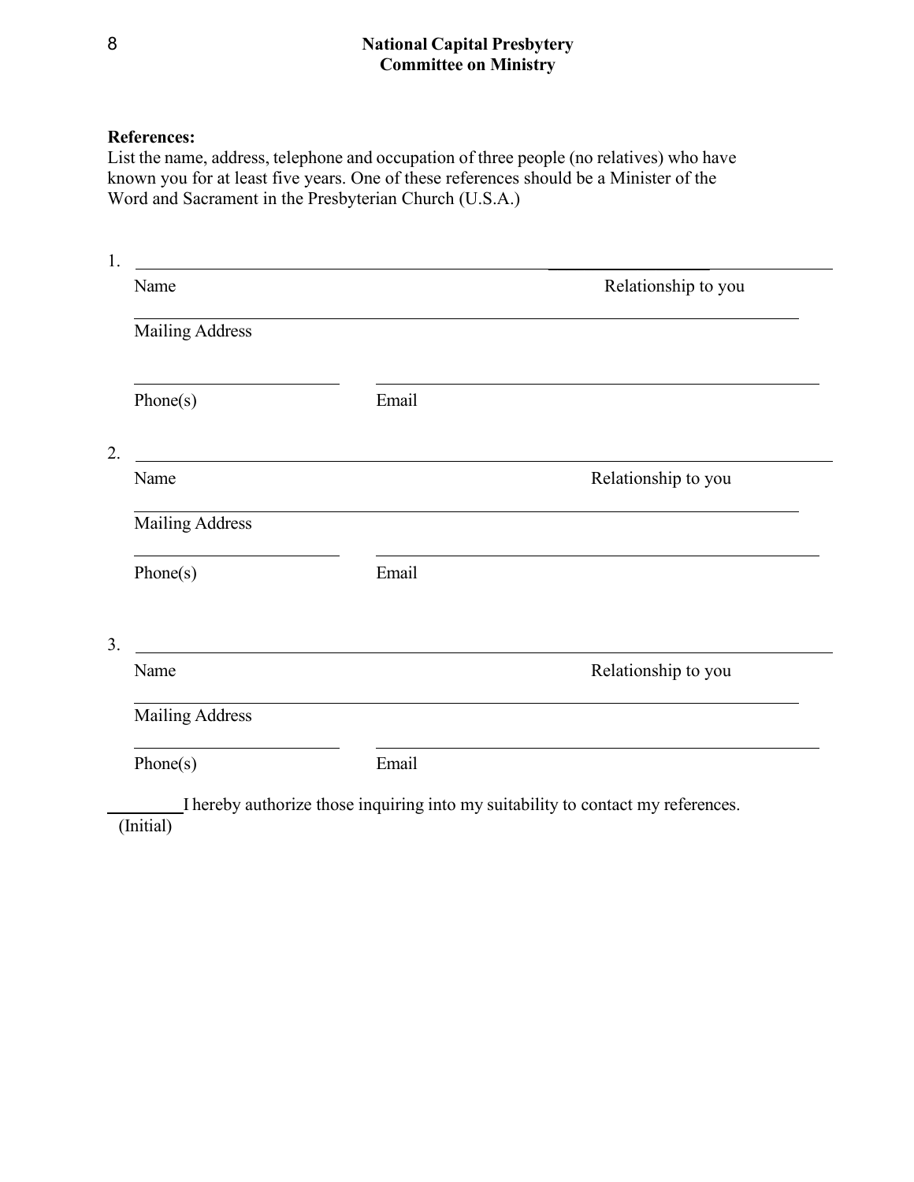**National Capital Presbytery**
**Committee on Ministry**

**References:**
List the name, address, telephone and occupation of three people (no relatives) who have known you for at least five years. One of these references should be a Minister of the Word and Sacrament in the Presbyterian Church (U.S.A.)

1. ______________________________________________ ______________________
   Name                                                                                   Relationship to you

   ______________________________________________________________________
   Mailing Address

   ____________________   ______________________________________________
   Phone(s)                          Email

2. ______________________________________________ ______________________
   Name                                                                                   Relationship to you

   ______________________________________________________________________
   Mailing Address

   ____________________   ______________________________________________
   Phone(s)                          Email

3. ______________________________________________ ______________________
   Name                                                                                   Relationship to you

   ______________________________________________________________________
   Mailing Address

   ____________________   ______________________________________________
   Phone(s)                          Email

________ I hereby authorize those inquiring into my suitability to contact my references.
(Initial)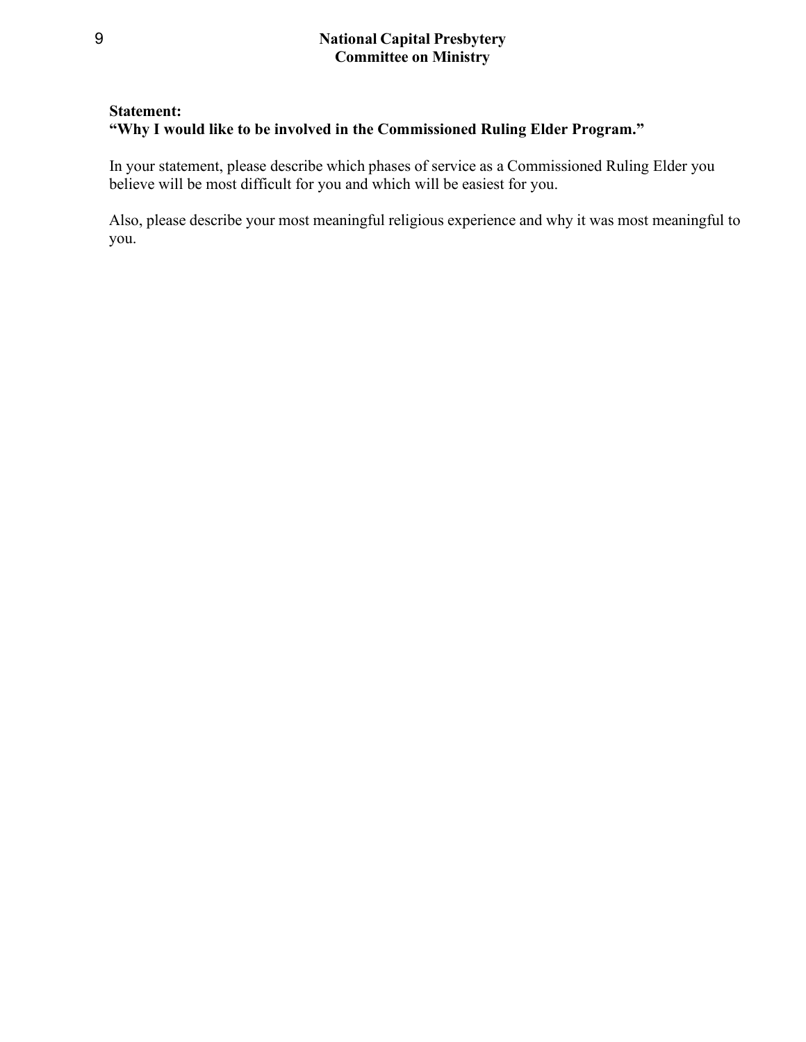**National Capital Presbytery**
**Committee on Ministry**

**Statement:**
**"Why I would like to be involved in the Commissioned Ruling Elder Program."**

In your statement, please describe which phases of service as a Commissioned Ruling Elder you believe will be most difficult for you and which will be easiest for you.

Also, please describe your most meaningful religious experience and why it was most meaningful to you.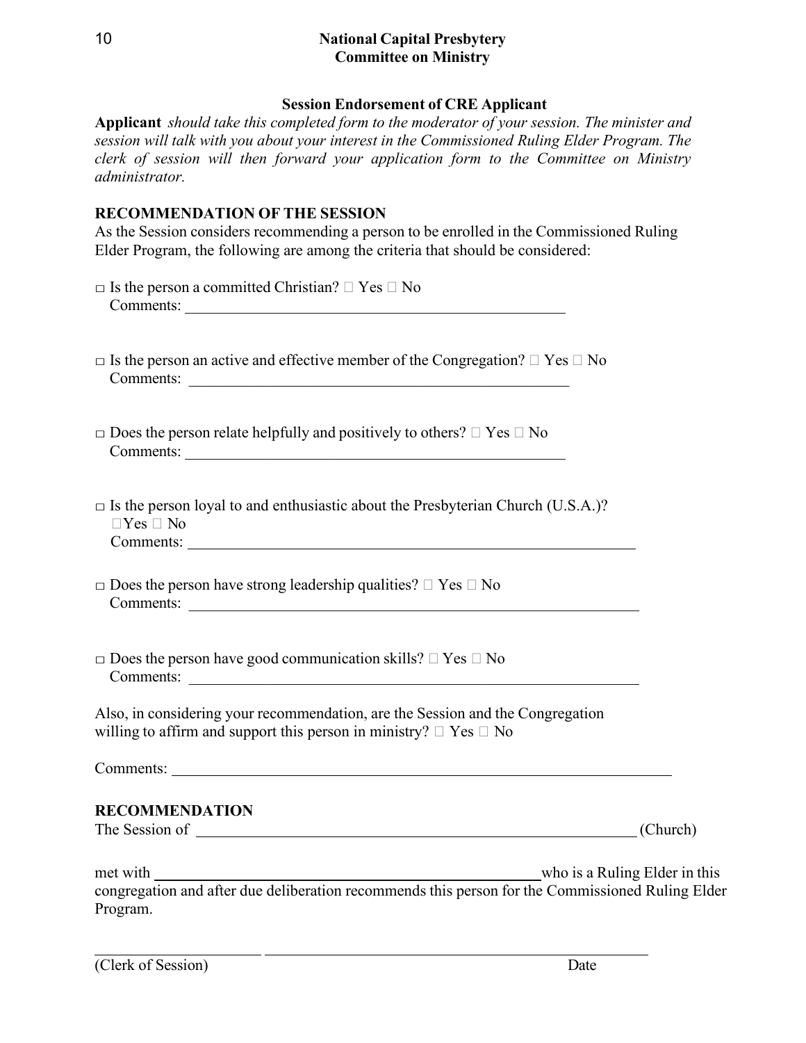**National Capital Presbytery**
**Committee on Ministry**

### Session Endorsement of CRE Applicant

**Applicant** *should take this completed form to the moderator of your session. The minister and session will talk with you about your interest in the Commissioned Ruling Elder Program. The clerk of session will then forward your application form to the Committee on Ministry administrator.*

**RECOMMENDATION OF THE SESSION**

As the Session considers recommending a person to be enrolled in the Commissioned Ruling Elder Program, the following are among the criteria that should be considered:

□ Is the person a committed Christian? □ Yes □ No
Comments: ____________________________________________

□ Is the person an active and effective member of the Congregation? □ Yes □ No
Comments: ____________________________________________

□ Does the person relate helpfully and positively to others? □ Yes □ No
Comments: ____________________________________________

□ Is the person loyal to and enthusiastic about the Presbyterian Church (U.S.A.)?
□Yes □ No
Comments: ____________________________________________

□ Does the person have strong leadership qualities? □ Yes □ No
Comments: ____________________________________________

□ Does the person have good communication skills? □ Yes □ No
Comments: ____________________________________________

Also, in considering your recommendation, are the Session and the Congregation willing to affirm and support this person in ministry? □ Yes □ No

Comments: ____________________________________________

**RECOMMENDATION**

The Session of ____________________________________________ (Church)

met with ____________________________________________ who is a Ruling Elder in this congregation and after due deliberation recommends this person for the Commissioned Ruling Elder Program.

______________________ ____________________________________________

(Clerk of Session) Date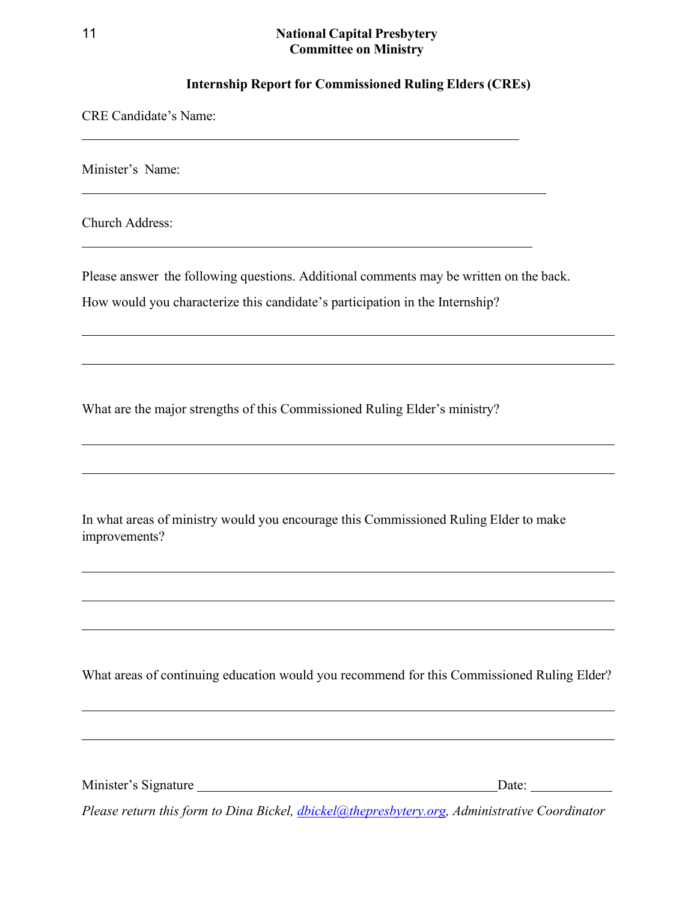**National Capital Presbytery**
**Committee on Ministry**

**Internship Report for Commissioned Ruling Elders (CREs)**

CRE Candidate's Name:

_______________________________________________________________

Minister's Name:

_______________________________________________________________

Church Address:

_______________________________________________________________

Please answer the following questions. Additional comments may be written on the back.

How would you characterize this candidate's participation in the Internship?

_______________________________________________________________

_______________________________________________________________

What are the major strengths of this Commissioned Ruling Elder's ministry?

_______________________________________________________________

_______________________________________________________________

In what areas of ministry would you encourage this Commissioned Ruling Elder to make improvements?

_______________________________________________________________

_______________________________________________________________

_______________________________________________________________

What areas of continuing education would you recommend for this Commissioned Ruling Elder?

_______________________________________________________________

_______________________________________________________________

Minister's Signature ________________________________________ Date: ____________

*Please return this form to Dina Bickel, dbickel@thepresbytery.org, Administrative Coordinator*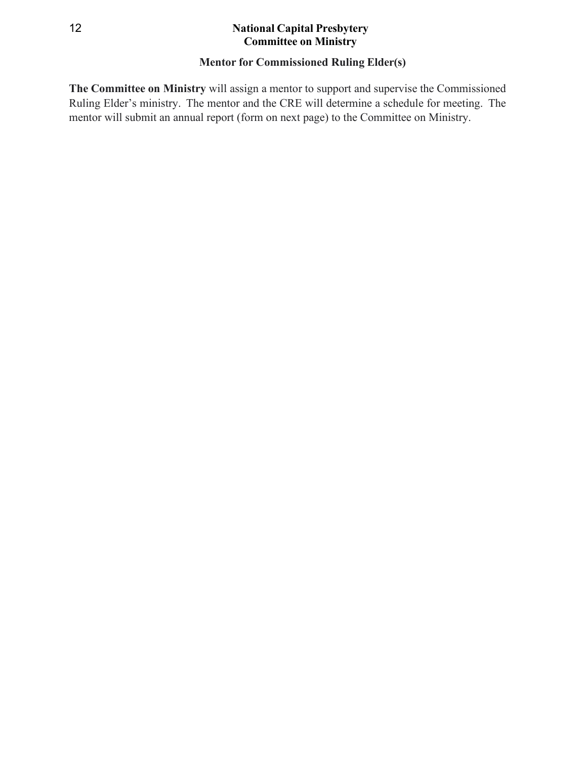**National Capital Presbytery**
**Committee on Ministry**

## Mentor for Commissioned Ruling Elder(s)

**The Committee on Ministry** will assign a mentor to support and supervise the Commissioned Ruling Elder's ministry. The mentor and the CRE will determine a schedule for meeting. The mentor will submit an annual report (form on next page) to the Committee on Ministry.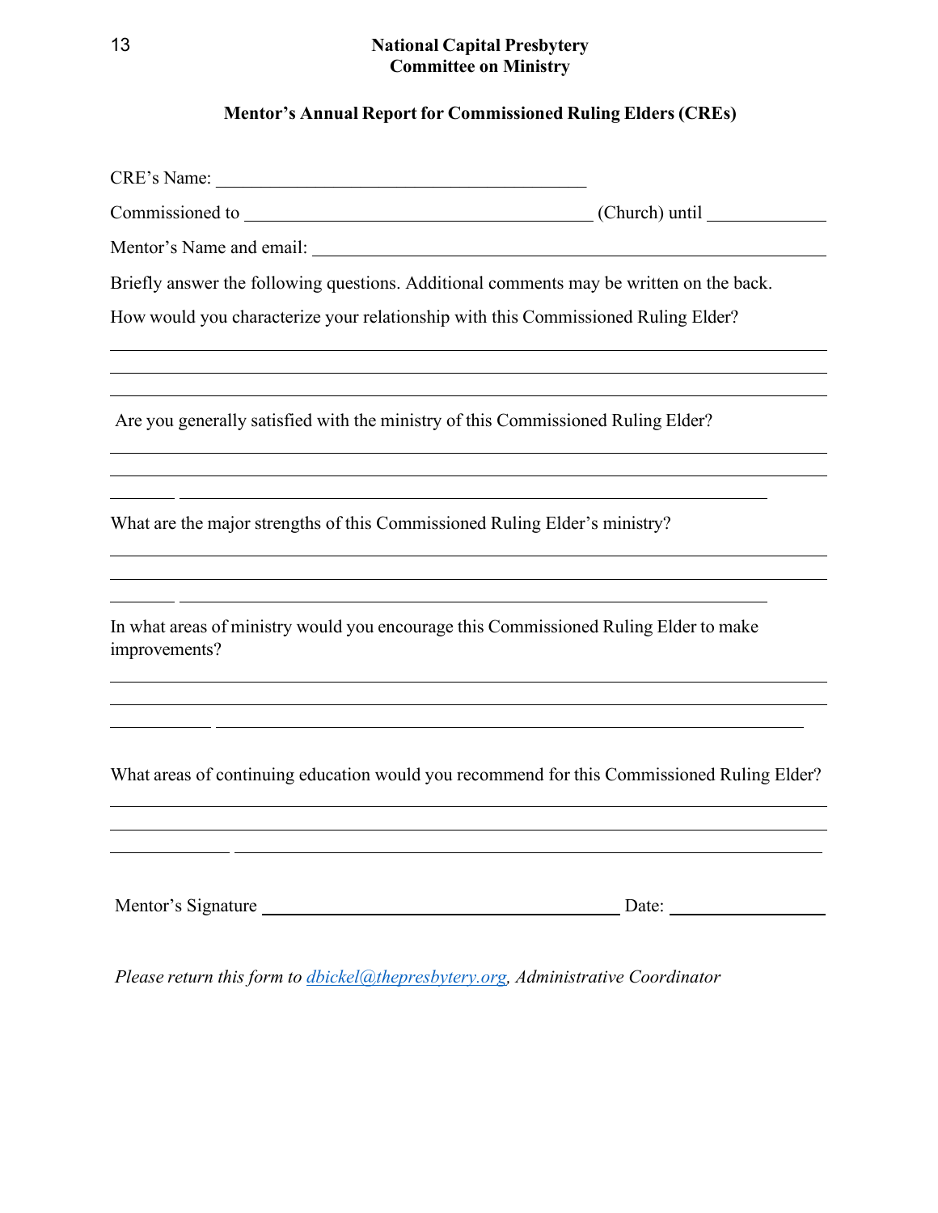**National Capital Presbytery**
**Committee on Ministry**

**Mentor's Annual Report for Commissioned Ruling Elders (CREs)**

CRE's Name: ________________________________________

Commissioned to __________________________________ (Church) until ____________

Mentor's Name and email: ________________________________________________________

Briefly answer the following questions. Additional comments may be written on the back.

How would you characterize your relationship with this Commissioned Ruling Elder?

________________________________________________________________________________

________________________________________________________________________________

________________________________________________________________________________

Are you generally satisfied with the ministry of this Commissioned Ruling Elder?

________________________________________________________________________________

________________________________________________________________________________

________________________________________________________________________________

What are the major strengths of this Commissioned Ruling Elder's ministry?

________________________________________________________________________________

________________________________________________________________________________

________________________________________________________________________________

In what areas of ministry would you encourage this Commissioned Ruling Elder to make improvements?

________________________________________________________________________________

________________________________________________________________________________

________________________________________________________________________________

What areas of continuing education would you recommend for this Commissioned Ruling Elder?

________________________________________________________________________________

________________________________________________________________________________

________________________________________________________________________________

Mentor's Signature ______________________________________ Date: ______________

*Please return this form to [dbickel@thepresbytery.org](mailto:dbickel@thepresbytery.org), Administrative Coordinator*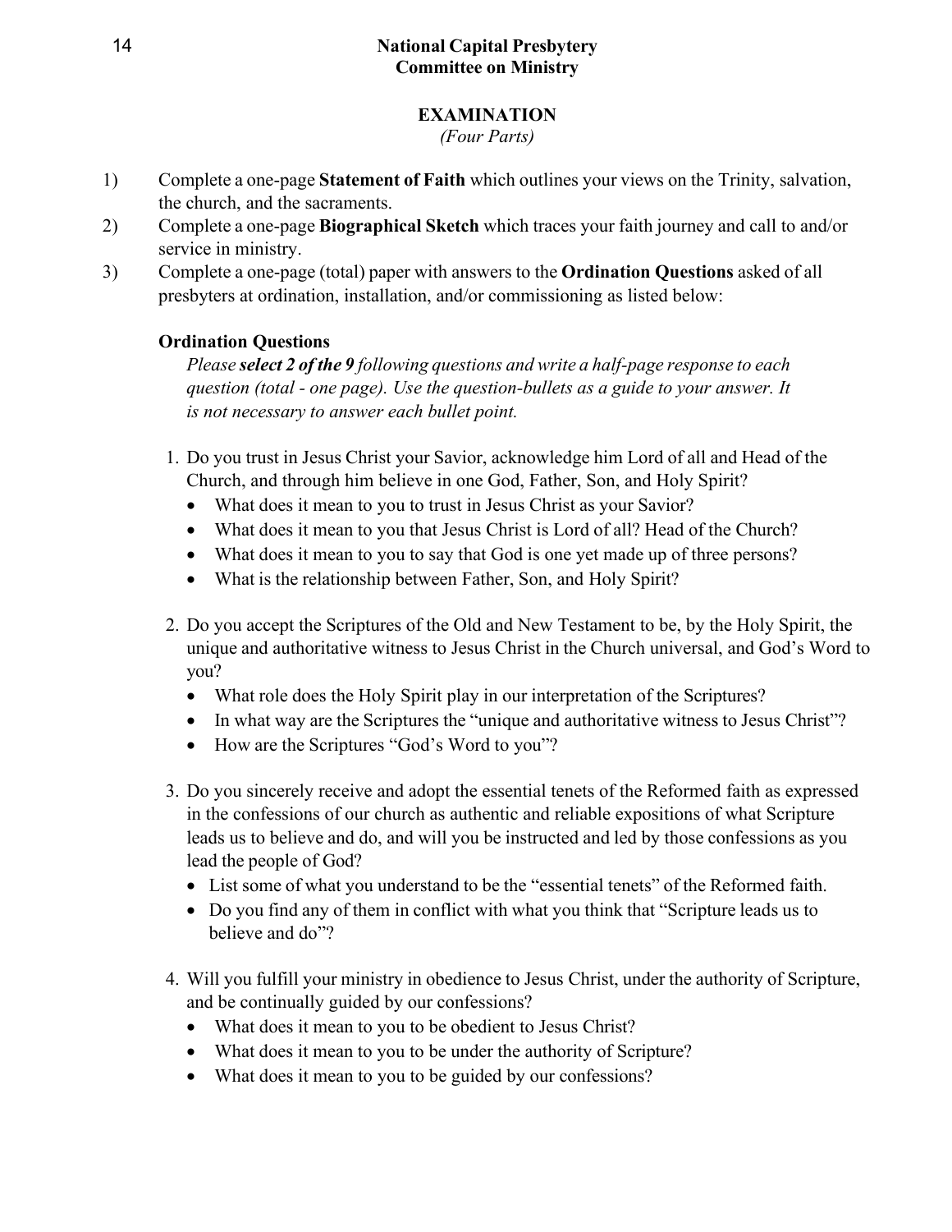**National Capital Presbytery**
**Committee on Ministry**

## EXAMINATION

*(Four Parts)*

1) Complete a one-page **Statement of Faith** which outlines your views on the Trinity, salvation, the church, and the sacraments.
2) Complete a one-page **Biographical Sketch** which traces your faith journey and call to and/or service in ministry.
3) Complete a one-page (total) paper with answers to the **Ordination Questions** asked of all presbyters at ordination, installation, and/or commissioning as listed below:

### Ordination Questions

*Please **select 2 of the 9** following questions and write a half-page response to each question (total - one page). Use the question-bullets as a guide to your answer. It is not necessary to answer each bullet point.*

1. Do you trust in Jesus Christ your Savior, acknowledge him Lord of all and Head of the Church, and through him believe in one God, Father, Son, and Holy Spirit?
   - What does it mean to you to trust in Jesus Christ as your Savior?
   - What does it mean to you that Jesus Christ is Lord of all? Head of the Church?
   - What does it mean to you to say that God is one yet made up of three persons?
   - What is the relationship between Father, Son, and Holy Spirit?

2. Do you accept the Scriptures of the Old and New Testament to be, by the Holy Spirit, the unique and authoritative witness to Jesus Christ in the Church universal, and God's Word to you?
   - What role does the Holy Spirit play in our interpretation of the Scriptures?
   - In what way are the Scriptures the "unique and authoritative witness to Jesus Christ"?
   - How are the Scriptures "God's Word to you"?

3. Do you sincerely receive and adopt the essential tenets of the Reformed faith as expressed in the confessions of our church as authentic and reliable expositions of what Scripture leads us to believe and do, and will you be instructed and led by those confessions as you lead the people of God?
   - List some of what you understand to be the "essential tenets" of the Reformed faith.
   - Do you find any of them in conflict with what you think that "Scripture leads us to believe and do"?

4. Will you fulfill your ministry in obedience to Jesus Christ, under the authority of Scripture, and be continually guided by our confessions?
   - What does it mean to you to be obedient to Jesus Christ?
   - What does it mean to you to be under the authority of Scripture?
   - What does it mean to you to be guided by our confessions?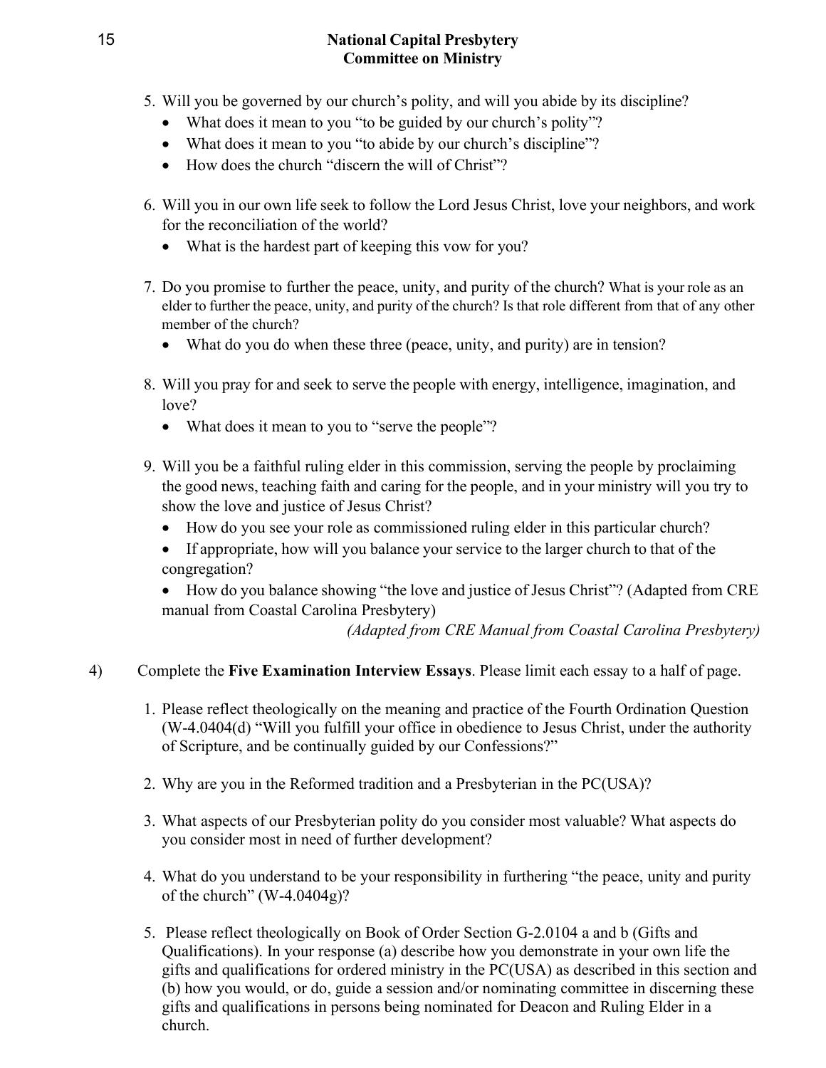5. Will you be governed by our church's polity, and will you abide by its discipline?
   - What does it mean to you "to be guided by our church's polity"?
   - What does it mean to you "to abide by our church's discipline"?
   - How does the church "discern the will of Christ"?

6. Will you in our own life seek to follow the Lord Jesus Christ, love your neighbors, and work for the reconciliation of the world?
   - What is the hardest part of keeping this vow for you?

7. Do you promise to further the peace, unity, and purity of the church? What is your role as an elder to further the peace, unity, and purity of the church? Is that role different from that of any other member of the church?
   - What do you do when these three (peace, unity, and purity) are in tension?

8. Will you pray for and seek to serve the people with energy, intelligence, imagination, and love?
   - What does it mean to you to "serve the people"?

9. Will you be a faithful ruling elder in this commission, serving the people by proclaiming the good news, teaching faith and caring for the people, and in your ministry will you try to show the love and justice of Jesus Christ?
   - How do you see your role as commissioned ruling elder in this particular church?
   - If appropriate, how will you balance your service to the larger church to that of the congregation?
   - How do you balance showing "the love and justice of Jesus Christ"? (Adapted from CRE manual from Coastal Carolina Presbytery)

*(Adapted from CRE Manual from Coastal Carolina Presbytery)*

4) Complete the **Five Examination Interview Essays**. Please limit each essay to a half of page.

1. Please reflect theologically on the meaning and practice of the Fourth Ordination Question (W-4.0404(d) "Will you fulfill your office in obedience to Jesus Christ, under the authority of Scripture, and be continually guided by our Confessions?"

2. Why are you in the Reformed tradition and a Presbyterian in the PC(USA)?

3. What aspects of our Presbyterian polity do you consider most valuable? What aspects do you consider most in need of further development?

4. What do you understand to be your responsibility in furthering "the peace, unity and purity of the church" (W-4.0404g)?

5. Please reflect theologically on Book of Order Section G-2.0104 a and b (Gifts and Qualifications). In your response (a) describe how you demonstrate in your own life the gifts and qualifications for ordered ministry in the PC(USA) as described in this section and (b) how you would, or do, guide a session and/or nominating committee in discerning these gifts and qualifications in persons being nominated for Deacon and Ruling Elder in a church.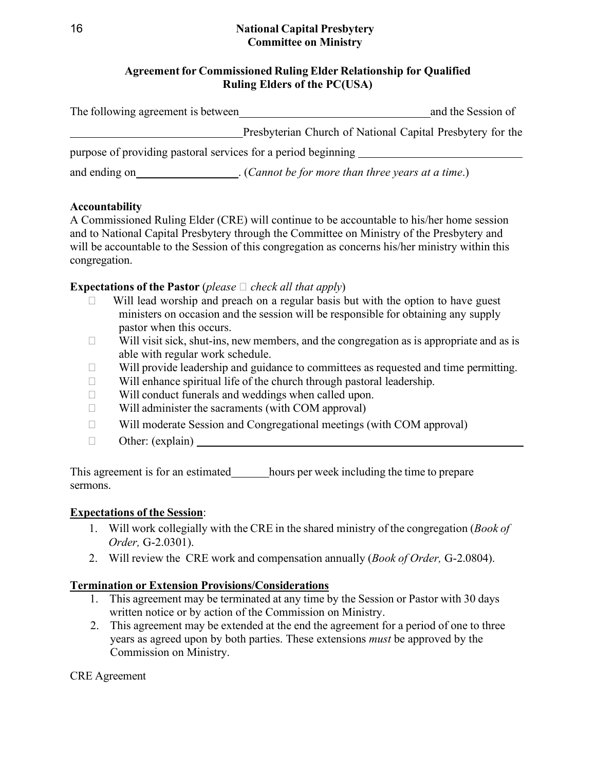**National Capital Presbytery**
**Committee on Ministry**

**Agreement for Commissioned Ruling Elder Relationship for Qualified Ruling Elders of the PC(USA)**

The following agreement is between_________________________________ and the Session of _____________________________ Presbyterian Church of National Capital Presbytery for the purpose of providing pastoral services for a period beginning ____________________________ and ending on__________________. (*Cannot be for more than three years at a time.*)

**Accountability**

A Commissioned Ruling Elder (CRE) will continue to be accountable to his/her home session and to National Capital Presbytery through the Committee on Ministry of the Presbytery and will be accountable to the Session of this congregation as concerns his/her ministry within this congregation.

**Expectations of the Pastor** (*please* ☐ *check all that apply*)

- ☐ Will lead worship and preach on a regular basis but with the option to have guest ministers on occasion and the session will be responsible for obtaining any supply pastor when this occurs.
- ☐ Will visit sick, shut-ins, new members, and the congregation as is appropriate and as is able with regular work schedule.
- ☐ Will provide leadership and guidance to committees as requested and time permitting.
- ☐ Will enhance spiritual life of the church through pastoral leadership.
- ☐ Will conduct funerals and weddings when called upon.
- ☐ Will administer the sacraments (with COM approval)
- ☐ Will moderate Session and Congregational meetings (with COM approval)
- ☐ Other: (explain) ____________________________________________________________

This agreement is for an estimated_______hours per week including the time to prepare sermons.

**Expectations of the Session**:

1. Will work collegially with the CRE in the shared ministry of the congregation (*Book of Order,* G-2.0301).
2. Will review the CRE work and compensation annually (*Book of Order,* G-2.0804).

**Termination or Extension Provisions/Considerations**

1. This agreement may be terminated at any time by the Session or Pastor with 30 days written notice or by action of the Commission on Ministry.
2. This agreement may be extended at the end the agreement for a period of one to three years as agreed upon by both parties. These extensions *must* be approved by the Commission on Ministry.

CRE Agreement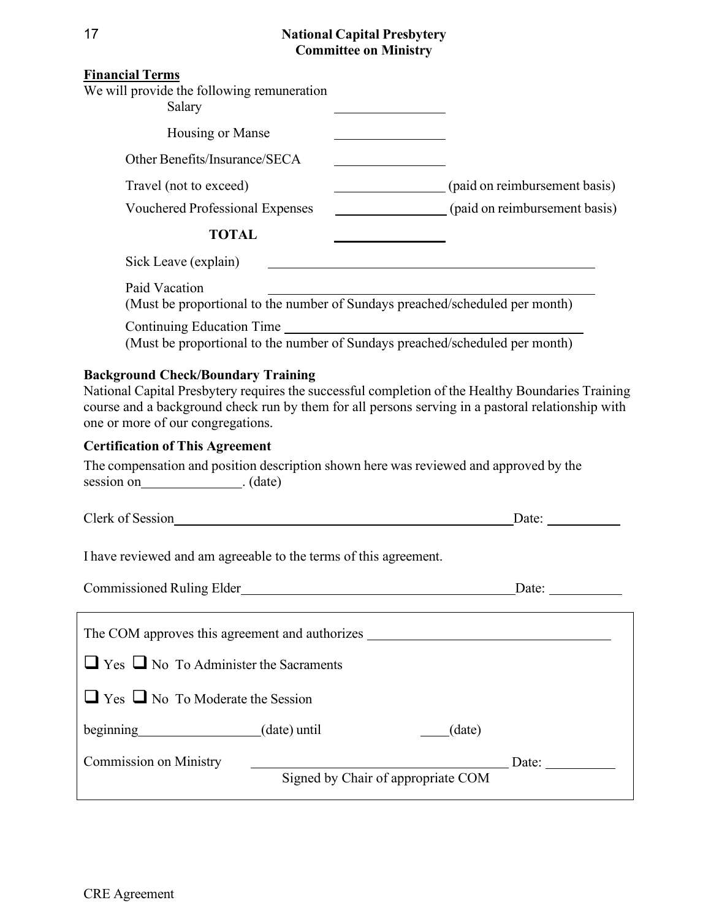**Financial Terms**

We will provide the following remuneration

| | | |
|---|---|---|
| Salary | ________________ | |
| Housing or Manse | ________________ | |
| Other Benefits/Insurance/SECA | ________________ | |
| Travel (not to exceed) | ________________ | (paid on reimbursement basis) |
| Vouchered Professional Expenses | ________________ | (paid on reimbursement basis) |
| **TOTAL** | ________________ | |

Sick Leave (explain) ________________________________________________

Paid Vacation ________________________________________________
(Must be proportional to the number of Sundays preached/scheduled per month)

Continuing Education Time ________________________________________________
(Must be proportional to the number of Sundays preached/scheduled per month)

**Background Check/Boundary Training**

National Capital Presbytery requires the successful completion of the Healthy Boundaries Training course and a background check run by them for all persons serving in a pastoral relationship with one or more of our congregations.

**Certification of This Agreement**

The compensation and position description shown here was reviewed and approved by the session on______________. (date)

Clerk of Session__________________________________________________Date: __________

I have reviewed and am agreeable to the terms of this agreement.

Commissioned Ruling Elder________________________________________Date: __________

The COM approves this agreement and authorizes ___________________________________

☐ Yes ☐ No To Administer the Sacraments

☐ Yes ☐ No To Moderate the Session

beginning_________________(date) until ____(date)

Commission on Ministry ___________________________________ Date: __________
Signed by Chair of appropriate COM

CRE Agreement